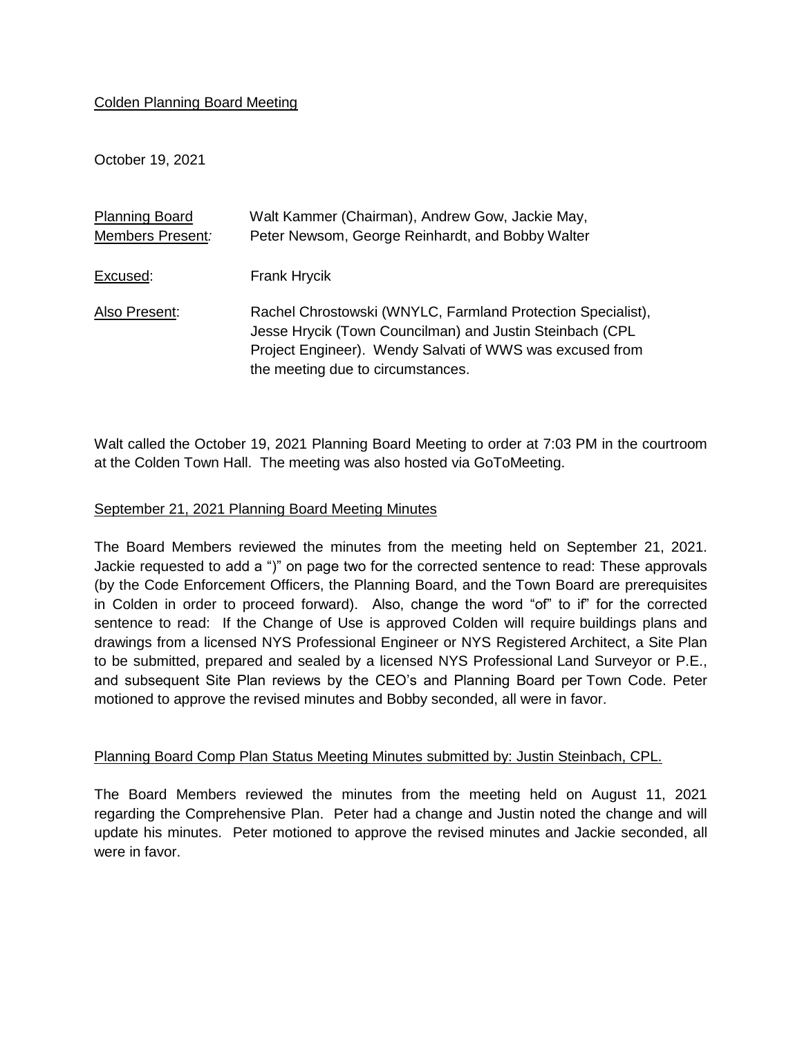Colden Planning Board Meeting

October 19, 2021

| Planning Board Members Present: | Walt Kammer (Chairman), Andrew Gow, Jackie May, Peter Newsom, George Reinhardt, and Bobby Walter |
| --- | --- |
| Excused: | Frank Hrycik |
| Also Present: | Rachel Chrostowski (WNYLC, Farmland Protection Specialist), Jesse Hrycik (Town Councilman) and Justin Steinbach (CPL Project Engineer). Wendy Salvati of WWS was excused from the meeting due to circumstances. |

Walt called the October 19, 2021 Planning Board Meeting to order at 7:03 PM in the courtroom at the Colden Town Hall. The meeting was also hosted via GoToMeeting.

September 21, 2021 Planning Board Meeting Minutes

The Board Members reviewed the minutes from the meeting held on September 21, 2021. Jackie requested to add a ")" on page two for the corrected sentence to read: These approvals (by the Code Enforcement Officers, the Planning Board, and the Town Board are prerequisites in Colden in order to proceed forward). Also, change the word "of" to if" for the corrected sentence to read: If the Change of Use is approved Colden will require buildings plans and drawings from a licensed NYS Professional Engineer or NYS Registered Architect, a Site Plan to be submitted, prepared and sealed by a licensed NYS Professional Land Surveyor or P.E., and subsequent Site Plan reviews by the CEO's and Planning Board per Town Code. Peter motioned to approve the revised minutes and Bobby seconded, all were in favor.

Planning Board Comp Plan Status Meeting Minutes submitted by: Justin Steinbach, CPL.

The Board Members reviewed the minutes from the meeting held on August 11, 2021 regarding the Comprehensive Plan. Peter had a change and Justin noted the change and will update his minutes. Peter motioned to approve the revised minutes and Jackie seconded, all were in favor.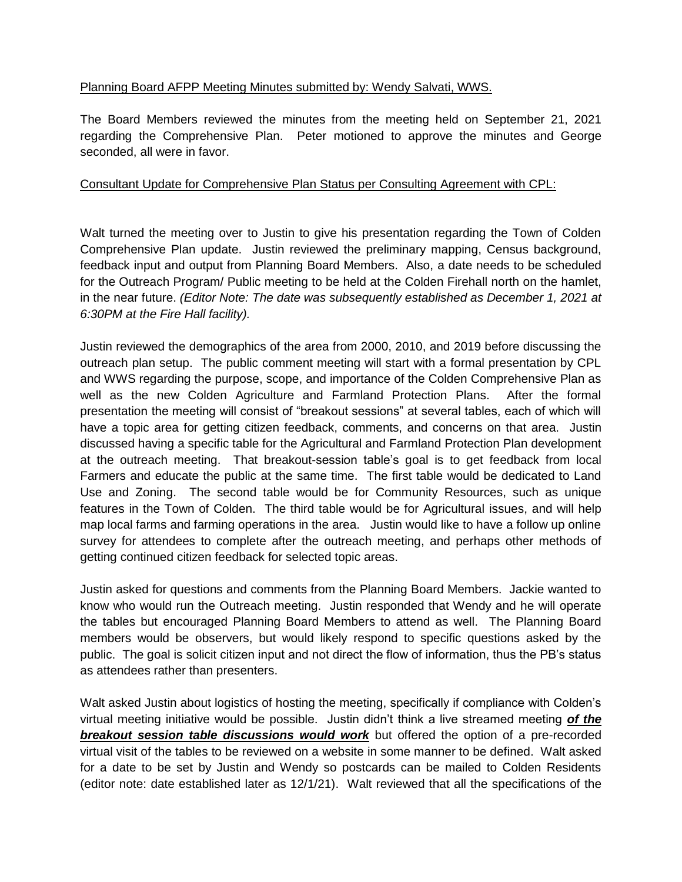Planning Board AFPP Meeting Minutes submitted by: Wendy Salvati, WWS.

The Board Members reviewed the minutes from the meeting held on September 21, 2021 regarding the Comprehensive Plan. Peter motioned to approve the minutes and George seconded, all were in favor.

Consultant Update for Comprehensive Plan Status per Consulting Agreement with CPL:

Walt turned the meeting over to Justin to give his presentation regarding the Town of Colden Comprehensive Plan update. Justin reviewed the preliminary mapping, Census background, feedback input and output from Planning Board Members. Also, a date needs to be scheduled for the Outreach Program/ Public meeting to be held at the Colden Firehall north on the hamlet, in the near future. *(Editor Note: The date was subsequently established as December 1, 2021 at 6:30PM at the Fire Hall facility).*

Justin reviewed the demographics of the area from 2000, 2010, and 2019 before discussing the outreach plan setup. The public comment meeting will start with a formal presentation by CPL and WWS regarding the purpose, scope, and importance of the Colden Comprehensive Plan as well as the new Colden Agriculture and Farmland Protection Plans. After the formal presentation the meeting will consist of "breakout sessions" at several tables, each of which will have a topic area for getting citizen feedback, comments, and concerns on that area. Justin discussed having a specific table for the Agricultural and Farmland Protection Plan development at the outreach meeting. That breakout-session table's goal is to get feedback from local Farmers and educate the public at the same time. The first table would be dedicated to Land Use and Zoning. The second table would be for Community Resources, such as unique features in the Town of Colden. The third table would be for Agricultural issues, and will help map local farms and farming operations in the area. Justin would like to have a follow up online survey for attendees to complete after the outreach meeting, and perhaps other methods of getting continued citizen feedback for selected topic areas.

Justin asked for questions and comments from the Planning Board Members. Jackie wanted to know who would run the Outreach meeting. Justin responded that Wendy and he will operate the tables but encouraged Planning Board Members to attend as well. The Planning Board members would be observers, but would likely respond to specific questions asked by the public. The goal is solicit citizen input and not direct the flow of information, thus the PB's status as attendees rather than presenters.

Walt asked Justin about logistics of hosting the meeting, specifically if compliance with Colden's virtual meeting initiative would be possible. Justin didn't think a live streamed meeting ***of the breakout session table discussions would work*** but offered the option of a pre-recorded virtual visit of the tables to be reviewed on a website in some manner to be defined. Walt asked for a date to be set by Justin and Wendy so postcards can be mailed to Colden Residents (editor note: date established later as 12/1/21). Walt reviewed that all the specifications of the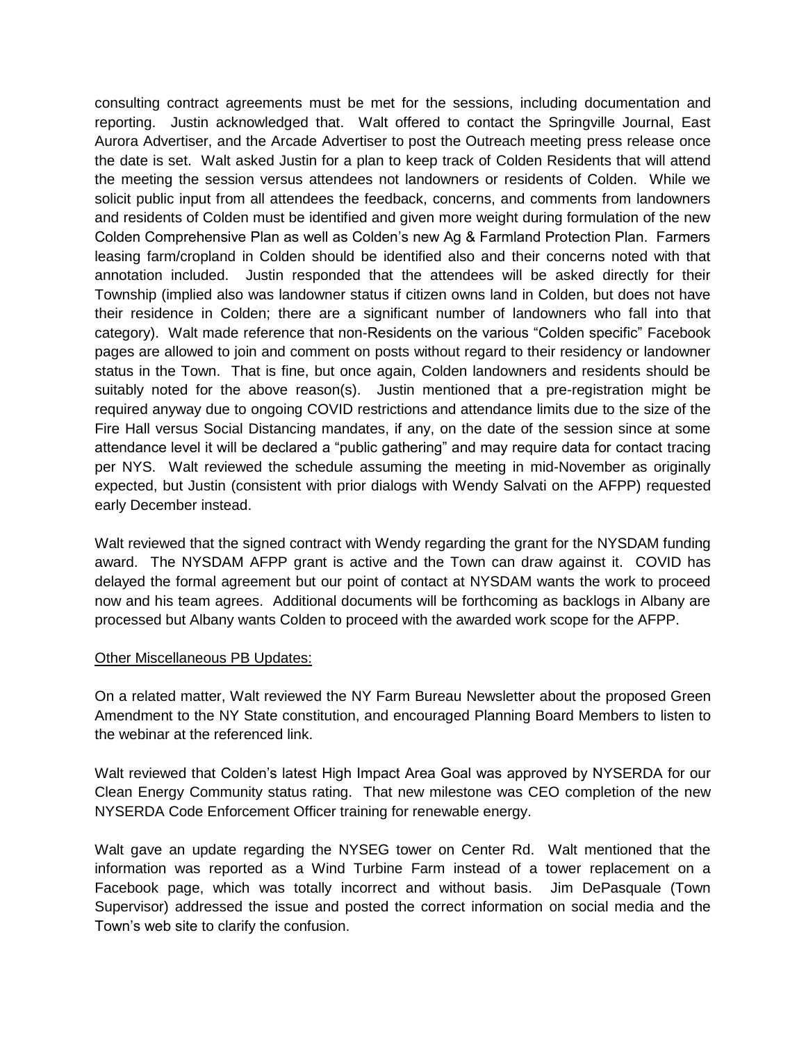consulting contract agreements must be met for the sessions, including documentation and reporting. Justin acknowledged that. Walt offered to contact the Springville Journal, East Aurora Advertiser, and the Arcade Advertiser to post the Outreach meeting press release once the date is set. Walt asked Justin for a plan to keep track of Colden Residents that will attend the meeting the session versus attendees not landowners or residents of Colden. While we solicit public input from all attendees the feedback, concerns, and comments from landowners and residents of Colden must be identified and given more weight during formulation of the new Colden Comprehensive Plan as well as Colden's new Ag & Farmland Protection Plan. Farmers leasing farm/cropland in Colden should be identified also and their concerns noted with that annotation included. Justin responded that the attendees will be asked directly for their Township (implied also was landowner status if citizen owns land in Colden, but does not have their residence in Colden; there are a significant number of landowners who fall into that category). Walt made reference that non-Residents on the various "Colden specific" Facebook pages are allowed to join and comment on posts without regard to their residency or landowner status in the Town. That is fine, but once again, Colden landowners and residents should be suitably noted for the above reason(s). Justin mentioned that a pre-registration might be required anyway due to ongoing COVID restrictions and attendance limits due to the size of the Fire Hall versus Social Distancing mandates, if any, on the date of the session since at some attendance level it will be declared a "public gathering" and may require data for contact tracing per NYS. Walt reviewed the schedule assuming the meeting in mid-November as originally expected, but Justin (consistent with prior dialogs with Wendy Salvati on the AFPP) requested early December instead.

Walt reviewed that the signed contract with Wendy regarding the grant for the NYSDAM funding award. The NYSDAM AFPP grant is active and the Town can draw against it. COVID has delayed the formal agreement but our point of contact at NYSDAM wants the work to proceed now and his team agrees. Additional documents will be forthcoming as backlogs in Albany are processed but Albany wants Colden to proceed with the awarded work scope for the AFPP.

Other Miscellaneous PB Updates:

On a related matter, Walt reviewed the NY Farm Bureau Newsletter about the proposed Green Amendment to the NY State constitution, and encouraged Planning Board Members to listen to the webinar at the referenced link.

Walt reviewed that Colden's latest High Impact Area Goal was approved by NYSERDA for our Clean Energy Community status rating. That new milestone was CEO completion of the new NYSERDA Code Enforcement Officer training for renewable energy.

Walt gave an update regarding the NYSEG tower on Center Rd. Walt mentioned that the information was reported as a Wind Turbine Farm instead of a tower replacement on a Facebook page, which was totally incorrect and without basis. Jim DePasquale (Town Supervisor) addressed the issue and posted the correct information on social media and the Town's web site to clarify the confusion.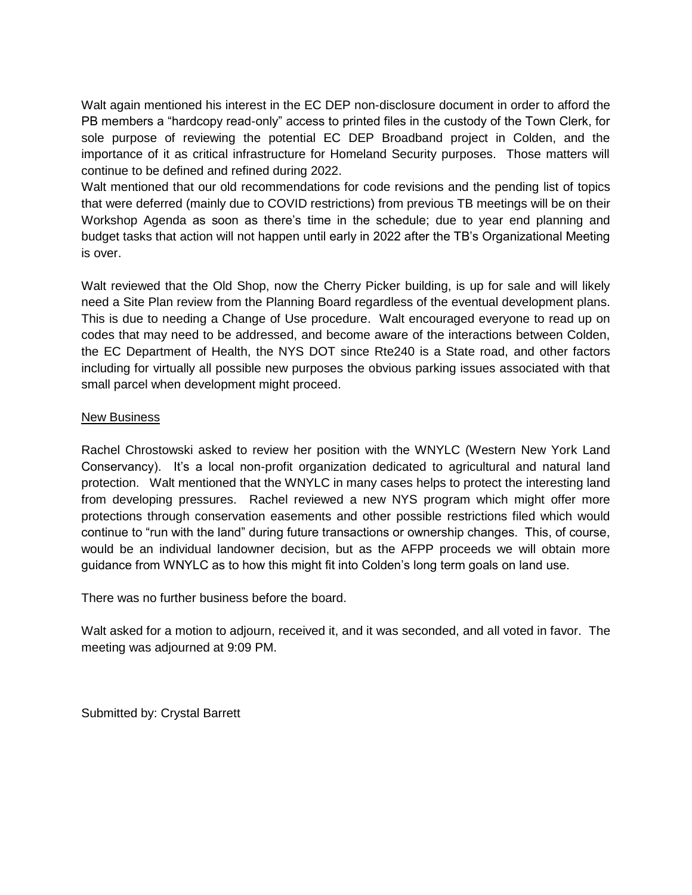Walt again mentioned his interest in the EC DEP non-disclosure document in order to afford the PB members a "hardcopy read-only" access to printed files in the custody of the Town Clerk, for sole purpose of reviewing the potential EC DEP Broadband project in Colden, and the importance of it as critical infrastructure for Homeland Security purposes. Those matters will continue to be defined and refined during 2022.

Walt mentioned that our old recommendations for code revisions and the pending list of topics that were deferred (mainly due to COVID restrictions) from previous TB meetings will be on their Workshop Agenda as soon as there's time in the schedule; due to year end planning and budget tasks that action will not happen until early in 2022 after the TB's Organizational Meeting is over.

Walt reviewed that the Old Shop, now the Cherry Picker building, is up for sale and will likely need a Site Plan review from the Planning Board regardless of the eventual development plans. This is due to needing a Change of Use procedure. Walt encouraged everyone to read up on codes that may need to be addressed, and become aware of the interactions between Colden, the EC Department of Health, the NYS DOT since Rte240 is a State road, and other factors including for virtually all possible new purposes the obvious parking issues associated with that small parcel when development might proceed.

<u>New Business</u>

Rachel Chrostowski asked to review her position with the WNYLC (Western New York Land Conservancy). It's a local non-profit organization dedicated to agricultural and natural land protection. Walt mentioned that the WNYLC in many cases helps to protect the interesting land from developing pressures. Rachel reviewed a new NYS program which might offer more protections through conservation easements and other possible restrictions filed which would continue to "run with the land" during future transactions or ownership changes. This, of course, would be an individual landowner decision, but as the AFPP proceeds we will obtain more guidance from WNYLC as to how this might fit into Colden's long term goals on land use.

There was no further business before the board.

Walt asked for a motion to adjourn, received it, and it was seconded, and all voted in favor. The meeting was adjourned at 9:09 PM.

Submitted by: Crystal Barrett